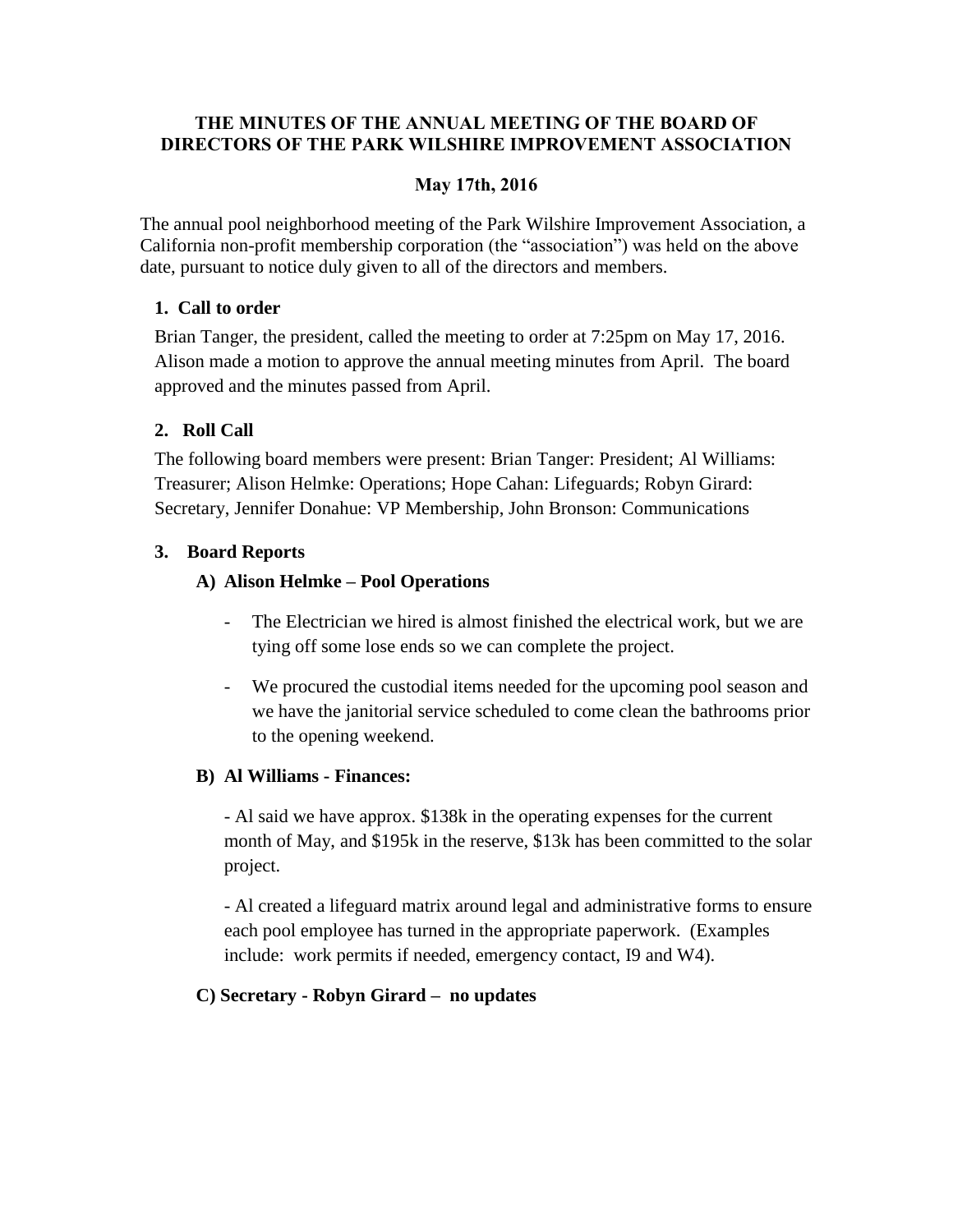**THE MINUTES OF THE ANNUAL MEETING OF THE BOARD OF DIRECTORS OF THE PARK WILSHIRE IMPROVEMENT ASSOCIATION**

**May 17th, 2016**

The annual pool neighborhood meeting of the Park Wilshire Improvement Association, a California non-profit membership corporation (the "association") was held on the above date, pursuant to notice duly given to all of the directors and members.

### 1. Call to order

Brian Tanger, the president, called the meeting to order at 7:25pm on May 17, 2016. Alison made a motion to approve the annual meeting minutes from April. The board approved and the minutes passed from April.

### 2. Roll Call

The following board members were present: Brian Tanger: President; Al Williams: Treasurer; Alison Helmke: Operations; Hope Cahan: Lifeguards; Robyn Girard: Secretary, Jennifer Donahue: VP Membership, John Bronson: Communications

### 3. Board Reports

#### A) Alison Helmke – Pool Operations

- The Electrician we hired is almost finished the electrical work, but we are tying off some lose ends so we can complete the project.
- We procured the custodial items needed for the upcoming pool season and we have the janitorial service scheduled to come clean the bathrooms prior to the opening weekend.

#### B) Al Williams - Finances:

- Al said we have approx. $138k in the operating expenses for the current month of May, and $195k in the reserve, $13k has been committed to the solar project.

- Al created a lifeguard matrix around legal and administrative forms to ensure each pool employee has turned in the appropriate paperwork. (Examples include: work permits if needed, emergency contact, I9 and W4).

#### C) Secretary - Robyn Girard – no updates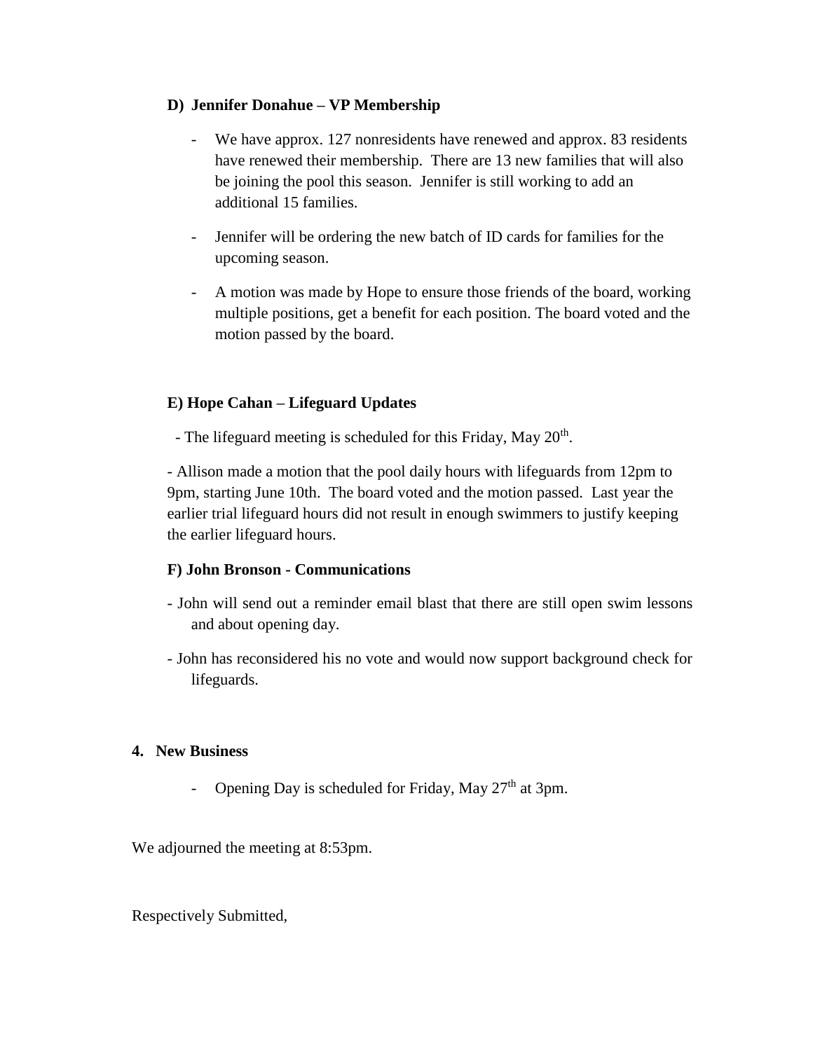**D) Jennifer Donahue – VP Membership**

- We have approx. 127 nonresidents have renewed and approx. 83 residents have renewed their membership. There are 13 new families that will also be joining the pool this season. Jennifer is still working to add an additional 15 families.
- Jennifer will be ordering the new batch of ID cards for families for the upcoming season.
- A motion was made by Hope to ensure those friends of the board, working multiple positions, get a benefit for each position. The board voted and the motion passed by the board.

**E) Hope Cahan – Lifeguard Updates**

- The lifeguard meeting is scheduled for this Friday, May 20th.

- Allison made a motion that the pool daily hours with lifeguards from 12pm to 9pm, starting June 10th. The board voted and the motion passed. Last year the earlier trial lifeguard hours did not result in enough swimmers to justify keeping the earlier lifeguard hours.

**F) John Bronson - Communications**

- John will send out a reminder email blast that there are still open swim lessons and about opening day.
- John has reconsidered his no vote and would now support background check for lifeguards.

**4. New Business**

- Opening Day is scheduled for Friday, May 27th at 3pm.

We adjourned the meeting at 8:53pm.

Respectively Submitted,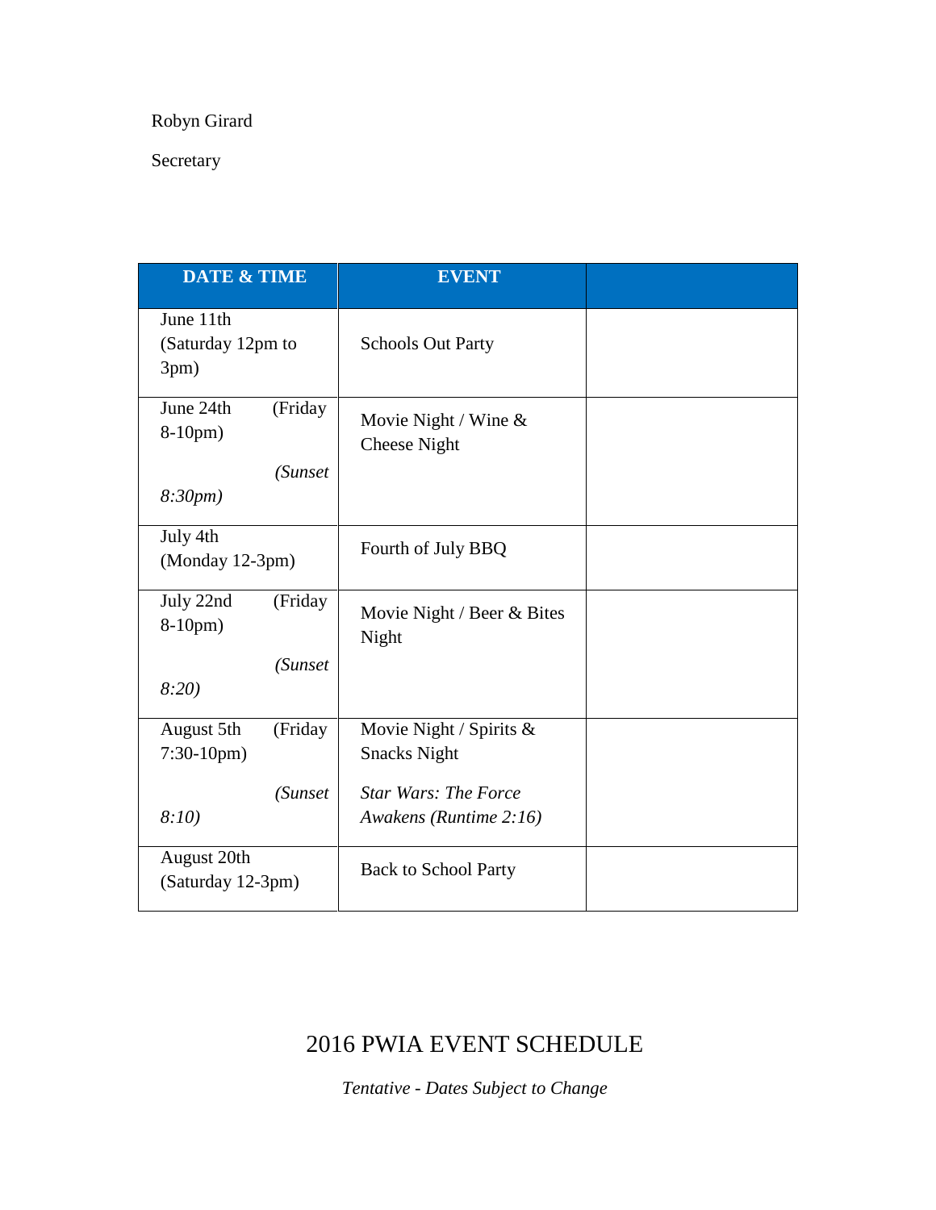Robyn Girard

Secretary

| DATE & TIME | EVENT | |
|---|---|---|
| June 11th (Saturday 12pm to 3pm) | Schools Out Party | |
| June 24th (Friday 8-10pm) *(Sunset 8:30pm)* | Movie Night / Wine & Cheese Night | |
| July 4th (Monday 12-3pm) | Fourth of July BBQ | |
| July 22nd (Friday 8-10pm) *(Sunset 8:20)* | Movie Night / Beer & Bites Night | |
| August 5th (Friday 7:30-10pm) *(Sunset 8:10)* | Movie Night / Spirits & Snacks Night *Star Wars: The Force Awakens (Runtime 2:16)* | |
| August 20th (Saturday 12-3pm) | Back to School Party | |

# 2016 PWIA EVENT SCHEDULE

*Tentative - Dates Subject to Change*